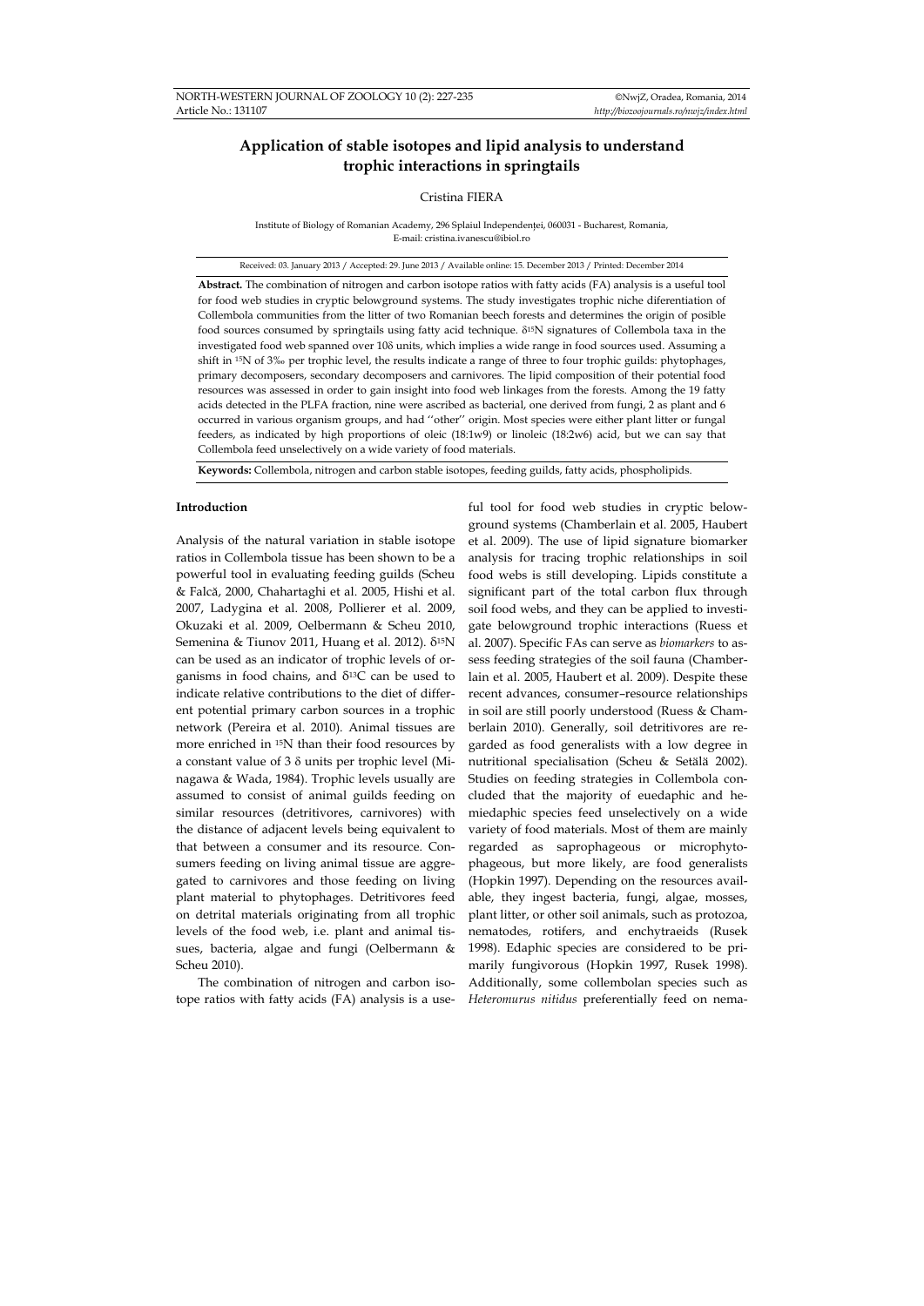# Application of stable isotopes and lipid analysis to understand trophic interactions in springtails

Cristina FIERA

Institute of Biology of Romanian Academy, 296 Splaiul Independenței, 060031 - Bucharest, Romania, E-mail: cristina.ivanescu@ibiol.ro

Received: 03. January 2013 / Accepted: 29. June 2013 / Available online: 15. December 2013 / Printed: December 2014

**Abstract.** The combination of nitrogen and carbon isotope ratios with fatty acids (FA) analysis is a useful tool for food web studies in cryptic belowground systems. The study investigates trophic niche diferentiation of Collembola communities from the litter of two Romanian beech forests and determines the origin of posible food sources consumed by springtails using fatty acid technique. $\delta^{15}N$ signatures of Collembola taxa in the investigated food web spanned over 10δ units, which implies a wide range in food sources used. Assuming a shift in $^{15}N$ of 3‰ per trophic level, the results indicate a range of three to four trophic guilds: phytophages, primary decomposers, secondary decomposers and carnivores. The lipid composition of their potential food resources was assessed in order to gain insight into food web linkages from the forests. Among the 19 fatty acids detected in the PLFA fraction, nine were ascribed as bacterial, one derived from fungi, 2 as plant and 6 occurred in various organism groups, and had ''other'' origin. Most species were either plant litter or fungal feeders, as indicated by high proportions of oleic (18:1ω9) or linoleic (18:2ω6) acid, but we can say that Collembola feed unselectively on a wide variety of food materials.

**Keywords:** Collembola, nitrogen and carbon stable isotopes, feeding guilds, fatty acids, phospholipids.

## Introduction

Analysis of the natural variation in stable isotope ratios in Collembola tissue has been shown to be a powerful tool in evaluating feeding guilds (Scheu & Falcă, 2000, Chahartaghi et al. 2005, Hishi et al. 2007, Ladygina et al. 2008, Pollierer et al. 2009, Okuzaki et al. 2009, Oelbermann & Scheu 2010, Semenina & Tiunov 2011, Huang et al. 2012). $\delta^{15}N$ can be used as an indicator of trophic levels of organisms in food chains, and $\delta^{13}C$ can be used to indicate relative contributions to the diet of different potential primary carbon sources in a trophic network (Pereira et al. 2010). Animal tissues are more enriched in $^{15}N$ than their food resources by a constant value of 3 δ units per trophic level (Minagawa & Wada, 1984). Trophic levels usually are assumed to consist of animal guilds feeding on similar resources (detritivores, carnivores) with the distance of adjacent levels being equivalent to that between a consumer and its resource. Consumers feeding on living animal tissue are aggregated to carnivores and those feeding on living plant material to phytophages. Detritivores feed on detrital materials originating from all trophic levels of the food web, i.e. plant and animal tissues, bacteria, algae and fungi (Oelbermann & Scheu 2010).

The combination of nitrogen and carbon isotope ratios with fatty acids (FA) analysis is a useful tool for food web studies in cryptic belowground systems (Chamberlain et al. 2005, Haubert et al. 2009). The use of lipid signature biomarker analysis for tracing trophic relationships in soil food webs is still developing. Lipids constitute a significant part of the total carbon flux through soil food webs, and they can be applied to investigate belowground trophic interactions (Ruess et al. 2007). Specific FAs can serve as *biomarkers* to assess feeding strategies of the soil fauna (Chamberlain et al. 2005, Haubert et al. 2009). Despite these recent advances, consumer–resource relationships in soil are still poorly understood (Ruess & Chamberlain 2010). Generally, soil detritivores are regarded as food generalists with a low degree in nutritional specialisation (Scheu & Setälä 2002). Studies on feeding strategies in Collembola concluded that the majority of euedaphic and hemiedaphic species feed unselectively on a wide variety of food materials. Most of them are mainly regarded as saprophageous or microphytophageous, but more likely, are food generalists (Hopkin 1997). Depending on the resources available, they ingest bacteria, fungi, algae, mosses, plant litter, or other soil animals, such as protozoa, nematodes, rotifers, and enchytraeids (Rusek 1998). Edaphic species are considered to be primarily fungivorous (Hopkin 1997, Rusek 1998). Additionally, some collembolan species such as *Heteromurus nitidus* preferentially feed on nema-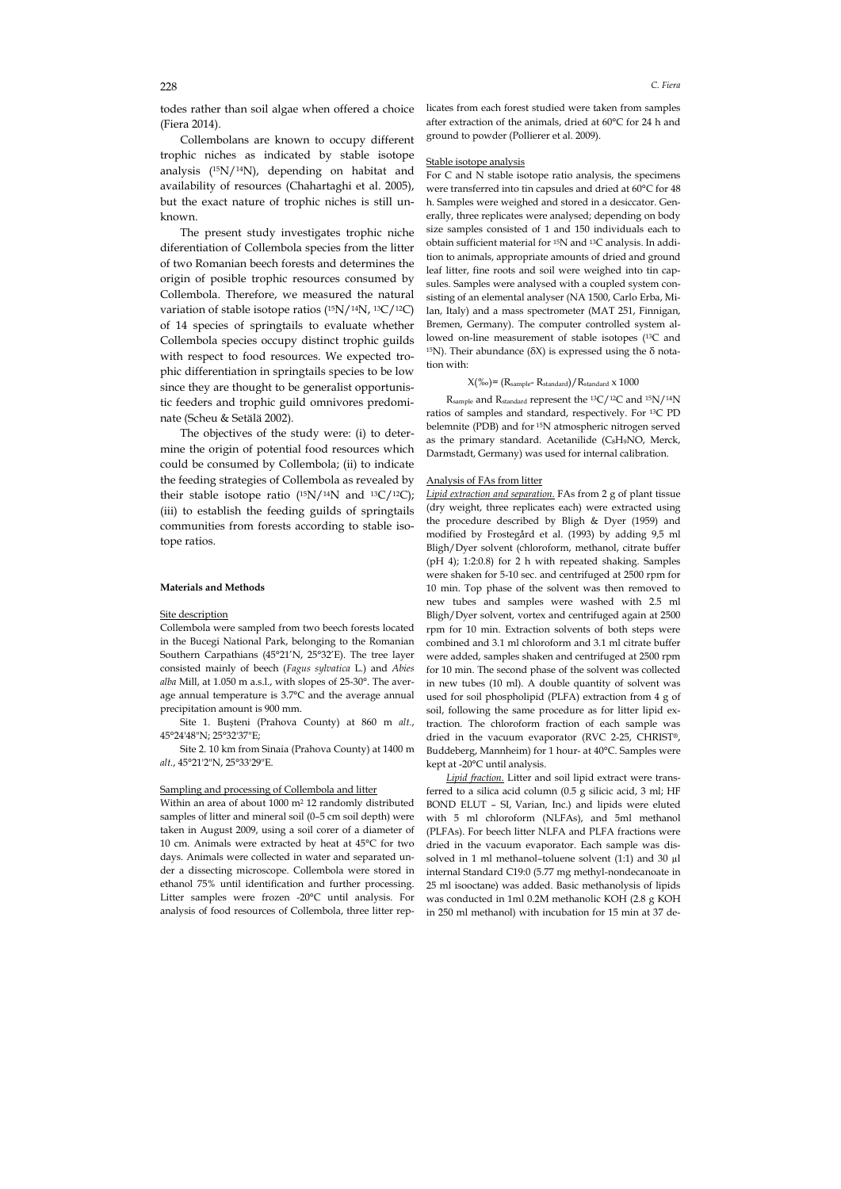todes rather than soil algae when offered a choice (Fiera 2014).

Collembolans are known to occupy different trophic niches as indicated by stable isotope analysis ($^{15}N/^{14}N$), depending on habitat and availability of resources (Chahartaghi et al. 2005), but the exact nature of trophic niches is still unknown.

The present study investigates trophic niche diferentiation of Collembola species from the litter of two Romanian beech forests and determines the origin of posible trophic resources consumed by Collembola. Therefore, we measured the natural variation of stable isotope ratios ($^{15}N/^{14}N$, $^{13}C/^{12}C$) of 14 species of springtails to evaluate whether Collembola species occupy distinct trophic guilds with respect to food resources. We expected trophic differentiation in springtails species to be low since they are thought to be generalist opportunistic feeders and trophic guild omnivores predominate (Scheu & Setälä 2002).

The objectives of the study were: (i) to determine the origin of potential food resources which could be consumed by Collembola; (ii) to indicate the feeding strategies of Collembola as revealed by their stable isotope ratio ($^{15}N/^{14}N$ and $^{13}C/^{12}C$); (iii) to establish the feeding guilds of springtails communities from forests according to stable isotope ratios.

## Materials and Methods

### Site description

Collembola were sampled from two beech forests located in the Bucegi National Park, belonging to the Romanian Southern Carpathians (45°21'N, 25°32'E). The tree layer consisted mainly of beech (*Fagus sylvatica* L.) and *Abies alba* Mill, at 1.050 m a.s.l., with slopes of 25-30°. The average annual temperature is 3.7°C and the average annual precipitation amount is 900 mm.

Site 1. Buşteni (Prahova County) at 860 m *alt*., 45°24'48''N; 25°32'37''E;

Site 2. 10 km from Sinaia (Prahova County) at 1400 m *alt*., 45°21'2''N, 25°33'29''E.

### Sampling and processing of Collembola and litter

Within an area of about 1000 m² 12 randomly distributed samples of litter and mineral soil (0–5 cm soil depth) were taken in August 2009, using a soil corer of a diameter of 10 cm. Animals were extracted by heat at 45°C for two days. Animals were collected in water and separated under a dissecting microscope. Collembola were stored in ethanol 75% until identification and further processing. Litter samples were frozen -20°C until analysis. For analysis of food resources of Collembola, three litter replicates from each forest studied were taken from samples after extraction of the animals, dried at 60°C for 24 h and ground to powder (Pollierer et al. 2009).

### Stable isotope analysis

For C and N stable isotope ratio analysis, the specimens were transferred into tin capsules and dried at 60°C for 48 h. Samples were weighed and stored in a desiccator. Generally, three replicates were analysed; depending on body size samples consisted of 1 and 150 individuals each to obtain sufficient material for $^{15}N$ and $^{13}C$ analysis. In addition to animals, appropriate amounts of dried and ground leaf litter, fine roots and soil were weighed into tin capsules. Samples were analysed with a coupled system consisting of an elemental analyser (NA 1500, Carlo Erba, Milan, Italy) and a mass spectrometer (MAT 251, Finnigan, Bremen, Germany). The computer controlled system allowed on-line measurement of stable isotopes ($^{13}C$ and $^{15}N$). Their abundance ($\delta X$) is expressed using the $\delta$ notation with:

$$X(‰) = (R_{sample} - R_{standard})/R_{standard} \times 1000$$

$R_{sample}$ and $R_{standard}$ represent the $^{13}C/^{12}C$ and $^{15}N/^{14}N$ ratios of samples and standard, respectively. For $^{13}C$ PD belemnite (PDB) and for $^{15}N$ atmospheric nitrogen served as the primary standard. Acetanilide ($C_8H_9NO$, Merck, Darmstadt, Germany) was used for internal calibration.

### Analysis of FAs from litter

*Lipid extraction and separation.* FAs from 2 g of plant tissue (dry weight, three replicates each) were extracted using the procedure described by Bligh & Dyer (1959) and modified by Frostegård et al. (1993) by adding 9,5 ml Bligh/Dyer solvent (chloroform, methanol, citrate buffer (pH 4); 1:2:0.8) for 2 h with repeated shaking. Samples were shaken for 5-10 sec. and centrifuged at 2500 rpm for 10 min. Top phase of the solvent was then removed to new tubes and samples were washed with 2.5 ml Bligh/Dyer solvent, vortex and centrifuged again at 2500 rpm for 10 min. Extraction solvents of both steps were combined and 3.1 ml chloroform and 3.1 ml citrate buffer were added, samples shaken and centrifuged at 2500 rpm for 10 min. The second phase of the solvent was collected in new tubes (10 ml). A double quantity of solvent was used for soil phospholipid (PLFA) extraction from 4 g of soil, following the same procedure as for litter lipid extraction. The chloroform fraction of each sample was dried in the vacuum evaporator (RVC 2-25, CHRIST®, Buddeberg, Mannheim) for 1 hour- at 40°C. Samples were kept at -20°C until analysis.

*Lipid fraction.* Litter and soil lipid extract were transferred to a silica acid column (0.5 g silicic acid, 3 ml; HF BOND ELUT – SI, Varian, Inc.) and lipids were eluted with 5 ml chloroform (NLFAs), and 5ml methanol (PLFAs). For beech litter NLFA and PLFA fractions were dried in the vacuum evaporator. Each sample was dissolved in 1 ml methanol–toluene solvent (1:1) and 30 µl internal Standard C19:0 (5.77 mg methyl-nondecanoate in 25 ml isooctane) was added. Basic methanolysis of lipids was conducted in 1ml 0.2M methanolic KOH (2.8 g KOH in 250 ml methanol) with incubation for 15 min at 37 de-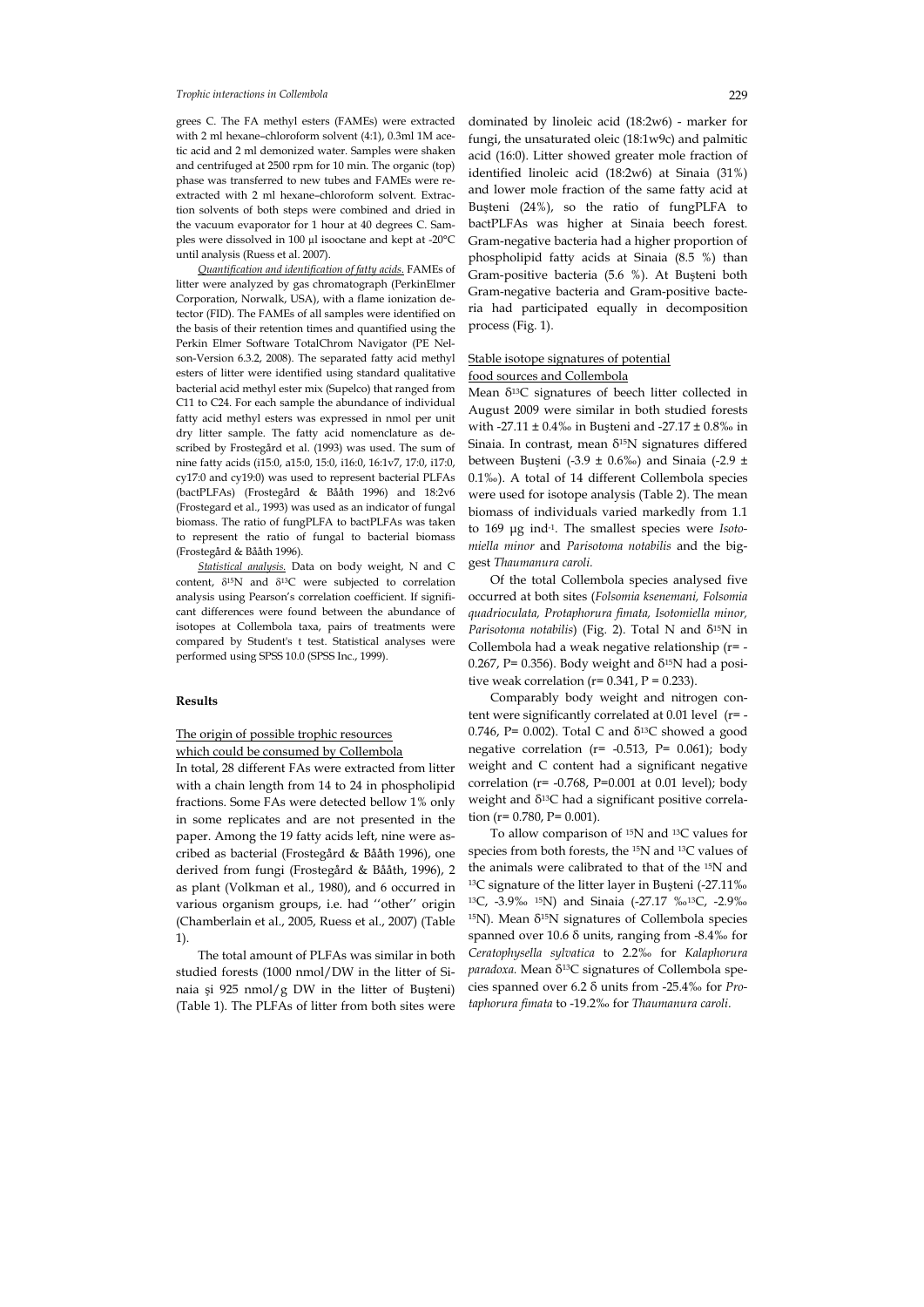grees C. The FA methyl esters (FAMEs) were extracted with 2 ml hexane–chloroform solvent (4:1), 0.3ml 1M acetic acid and 2 ml demonized water. Samples were shaken and centrifuged at 2500 rpm for 10 min. The organic (top) phase was transferred to new tubes and FAMEs were re-extracted with 2 ml hexane–chloroform solvent. Extraction solvents of both steps were combined and dried in the vacuum evaporator for 1 hour at 40 degrees C. Samples were dissolved in 100 µl isooctane and kept at -20°C until analysis (Ruess et al. 2007).

*Quantification and identification of fatty acids.* FAMEs of litter were analyzed by gas chromatograph (PerkinElmer Corporation, Norwalk, USA), with a flame ionization detector (FID). The FAMEs of all samples were identified on the basis of their retention times and quantified using the Perkin Elmer Software TotalChrom Navigator (PE Nelson-Version 6.3.2, 2008). The separated fatty acid methyl esters of litter were identified using standard qualitative bacterial acid methyl ester mix (Supelco) that ranged from C11 to C24. For each sample the abundance of individual fatty acid methyl esters was expressed in nmol per unit dry litter sample. The fatty acid nomenclature as described by Frostegård et al. (1993) was used. The sum of nine fatty acids (i15:0, a15:0, 15:0, i16:0, 16:1v7, 17:0, i17:0, cy17:0 and cy19:0) was used to represent bacterial PLFAs (bactPLFAs) (Frostegård & Bååth 1996) and 18:2v6 (Frostegard et al., 1993) was used as an indicator of fungal biomass. The ratio of fungPLFA to bactPLFAs was taken to represent the ratio of fungal to bacterial biomass (Frostegård & Bååth 1996).

*Statistical analysis.* Data on body weight, N and C content, $\delta^{15}N$ and $\delta^{13}C$ were subjected to correlation analysis using Pearson's correlation coefficient. If significant differences were found between the abundance of isotopes at Collembola taxa, pairs of treatments were compared by Student's t test. Statistical analyses were performed using SPSS 10.0 (SPSS Inc., 1999).

## Results

### The origin of possible trophic resources which could be consumed by Collembola

In total, 28 different FAs were extracted from litter with a chain length from 14 to 24 in phospholipid fractions. Some FAs were detected bellow 1% only in some replicates and are not presented in the paper. Among the 19 fatty acids left, nine were ascribed as bacterial (Frostegård & Bååth 1996), one derived from fungi (Frostegård & Bååth, 1996), 2 as plant (Volkman et al., 1980), and 6 occurred in various organism groups, i.e. had ''other'' origin (Chamberlain et al., 2005, Ruess et al., 2007) (Table 1).

The total amount of PLFAs was similar in both studied forests (1000 nmol/DW in the litter of Sinaia şi 925 nmol/g DW in the litter of Buşteni) (Table 1). The PLFAs of litter from both sites were dominated by linoleic acid (18:2w6) - marker for fungi, the unsaturated oleic (18:1w9c) and palmitic acid (16:0). Litter showed greater mole fraction of identified linoleic acid (18:2w6) at Sinaia (31%) and lower mole fraction of the same fatty acid at Buşteni (24%), so the ratio of fungPLFA to bactPLFAs was higher at Sinaia beech forest. Gram-negative bacteria had a higher proportion of phospholipid fatty acids at Sinaia (8.5 %) than Gram-positive bacteria (5.6 %). At Buşteni both Gram-negative bacteria and Gram-positive bacteria had participated equally in decomposition process (Fig. 1).

### Stable isotope signatures of potential food sources and Collembola

Mean $\delta^{13}C$ signatures of beech litter collected in August 2009 were similar in both studied forests with -27.11 ± 0.4‰ in Buşteni and -27.17 ± 0.8‰ in Sinaia. In contrast, mean $\delta^{15}N$ signatures differed between Buşteni (-3.9 ± 0.6‰) and Sinaia (-2.9 ± 0.1‰). A total of 14 different Collembola species were used for isotope analysis (Table 2). The mean biomass of individuals varied markedly from 1.1 to 169 µg ind$^{-1}$. The smallest species were *Isotomiella minor* and *Parisotoma notabilis* and the biggest *Thaumanura caroli.*

Of the total Collembola species analysed five occurred at both sites (*Folsomia ksenemani, Folsomia quadrioculata, Protaphorura fimata, Isotomiella minor, Parisotoma notabilis*) (Fig. 2). Total N and $\delta^{15}N$ in Collembola had a weak negative relationship ($r= -0.267$, $P= 0.356$). Body weight and $\delta^{15}N$ had a positive weak correlation ($r= 0.341$, $P = 0.233$).

Comparably body weight and nitrogen content were significantly correlated at 0.01 level ($r= -0.746$, $P= 0.002$). Total C and $\delta^{13}C$ showed a good negative correlation ($r= -0.513$, $P= 0.061$); body weight and C content had a significant negative correlation ($r= -0.768$, $P=0.001$ at 0.01 level); body weight and $\delta^{13}C$ had a significant positive correlation ($r= 0.780$, $P= 0.001$).

To allow comparison of $^{15}N$ and $^{13}C$ values for species from both forests, the $^{15}N$ and $^{13}C$ values of the animals were calibrated to that of the $^{15}N$ and $^{13}C$ signature of the litter layer in Buşteni (-27.11‰ $^{13}C$, -3.9‰ $^{15}N$) and Sinaia (-27.17 ‰$^{13}C$, -2.9‰ $^{15}N$). Mean $\delta^{15}N$ signatures of Collembola species spanned over 10.6 δ units, ranging from -8.4‰ for *Ceratophysella sylvatica* to 2.2‰ for *Kalaphorura paradoxa.* Mean $\delta^{13}C$ signatures of Collembola species spanned over 6.2 δ units from -25.4‰ for *Protaphorura fimata* to -19.2‰ for *Thaumanura caroli.*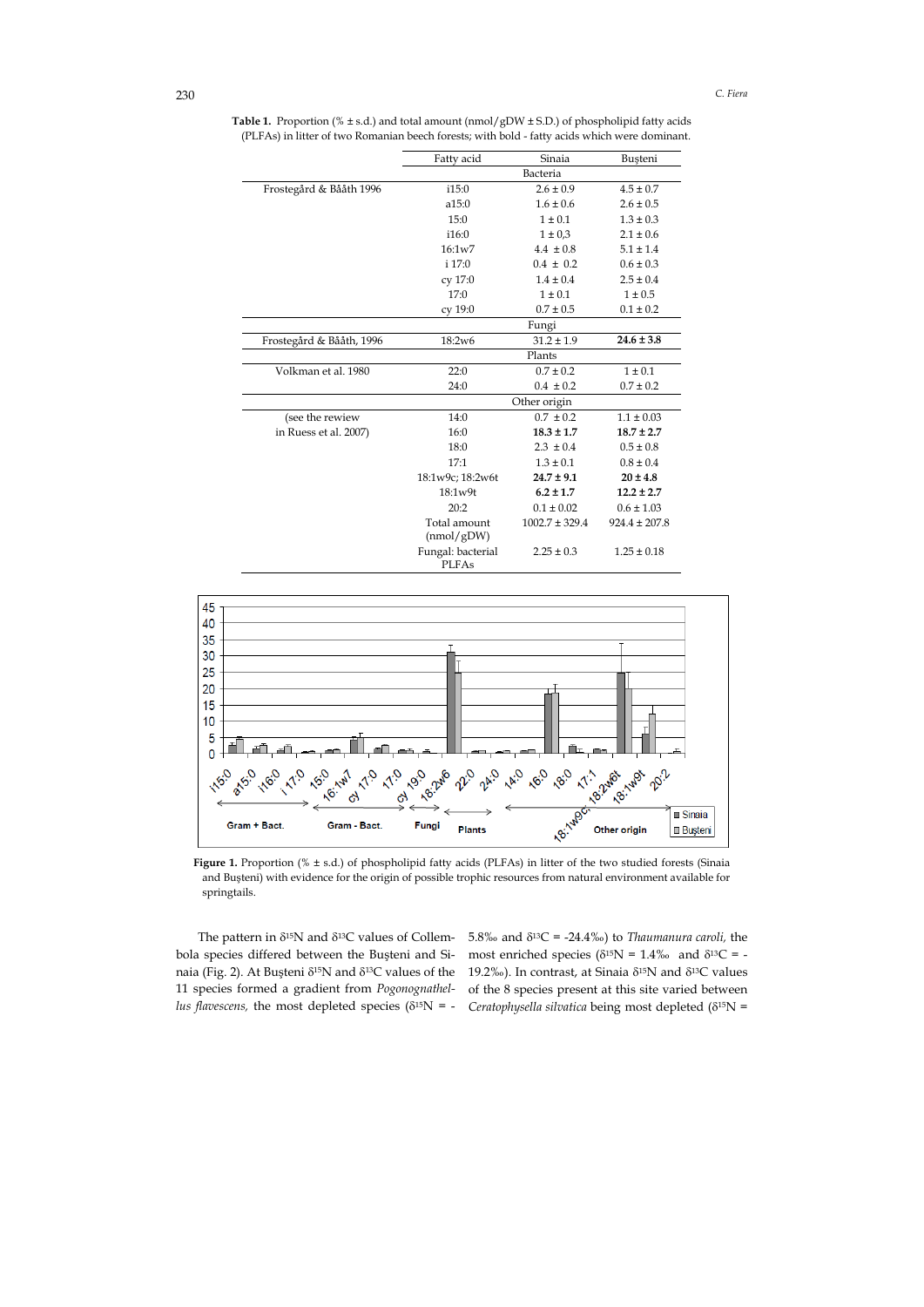**Table 1.** Proportion (% ± s.d.) and total amount (nmol/gDW ± S.D.) of phospholipid fatty acids (PLFAs) in litter of two Romanian beech forests; with bold - fatty acids which were dominant.

| | Fatty acid | Sinaia | Buşteni |
|---|---|---|---|
| | | Bacteria | |
| Frostegård & Bååth 1996 | i15:0 | 2.6 ± 0.9 | 4.5 ± 0.7 |
| | a15:0 | 1.6 ± 0.6 | 2.6 ± 0.5 |
| | 15:0 | 1 ± 0.1 | 1.3 ± 0.3 |
| | i16:0 | 1 ± 0,3 | 2.1 ± 0.6 |
| | 16:1w7 | 4.4 ± 0.8 | 5.1 ± 1.4 |
| | i 17:0 | 0.4 ± 0.2 | 0.6 ± 0.3 |
| | cy 17:0 | 1.4 ± 0.4 | 2.5 ± 0.4 |
| | 17:0 | 1 ± 0.1 | 1 ± 0.5 |
| | cy 19:0 | 0.7 ± 0.5 | 0.1 ± 0.2 |
| | | Fungi | |
| Frostegård & Bååth, 1996 | 18:2w6 | 31.2 ± 1.9 | **24.6 ± 3.8** |
| | | Plants | |
| Volkman et al. 1980 | 22:0 | 0.7 ± 0.2 | 1 ± 0.1 |
| | 24:0 | 0.4 ± 0.2 | 0.7 ± 0.2 |
| | | Other origin | |
| (see the rewiew | 14:0 | 0.7 ± 0.2 | 1.1 ± 0.03 |
| in Ruess et al. 2007) | 16:0 | **18.3 ± 1.7** | **18.7 ± 2.7** |
| | 18:0 | 2.3 ± 0.4 | 0.5 ± 0.8 |
| | 17:1 | 1.3 ± 0.1 | 0.8 ± 0.4 |
| | 18:1w9c; 18:2w6t | **24.7 ± 9.1** | **20 ± 4.8** |
| | 18:1w9t | **6.2 ± 1.7** | **12.2 ± 2.7** |
| | 20:2 | 0.1 ± 0.02 | 0.6 ± 1.03 |
| | Total amount (nmol/gDW) | 1002.7 ± 329.4 | 924.4 ± 207.8 |
| | Fungal: bacterial PLFAs | 2.25 ± 0.3 | 1.25 ± 0.18 |

**Figure 1.** Proportion (% ± s.d.) of phospholipid fatty acids (PLFAs) in litter of the two studied forests (Sinaia and Buşteni) with evidence for the origin of possible trophic resources from natural environment available for springtails.

The pattern in $\delta^{15}N$ and $\delta^{13}C$ values of Collembola species differed between the Buşteni and Sinaia (Fig. 2). At Buşteni $\delta^{15}N$ and $\delta^{13}C$ values of the 11 species formed a gradient from *Pogonognathellus flavescens,* the most depleted species ($\delta^{15}N$ = -5.8‰ and $\delta^{13}C$ = -24.4‰) to *Thaumanura caroli,* the most enriched species ($\delta^{15}N$ = 1.4‰ and $\delta^{13}C$ = -19.2‰). In contrast, at Sinaia $\delta^{15}N$ and $\delta^{13}C$ values of the 8 species present at this site varied between *Ceratophysella silvatica* being most depleted ($\delta^{15}N$ =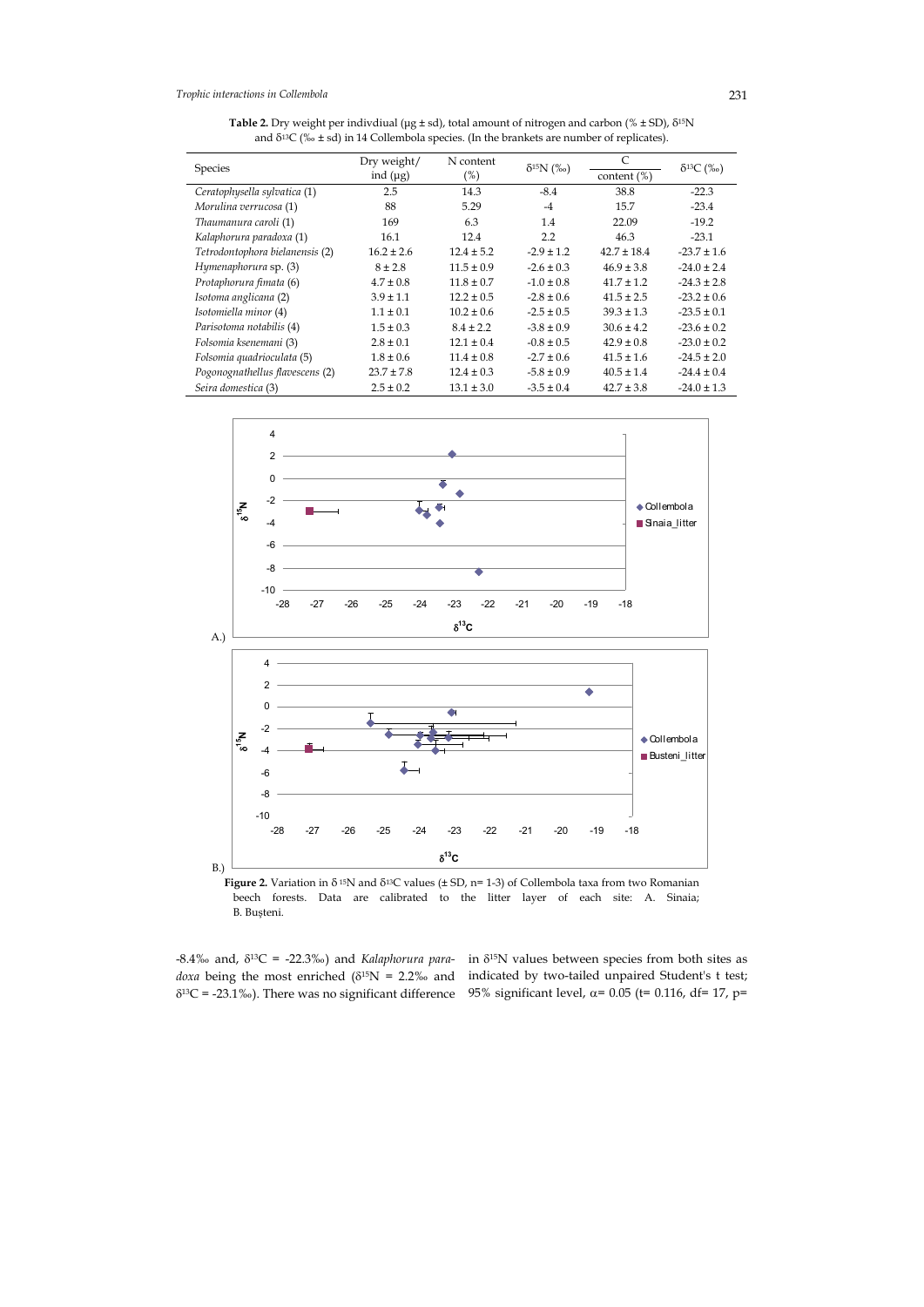**Table 2.** Dry weight per indivdiual (μg ± sd), total amount of nitrogen and carbon (% ± SD), $\delta^{15}N$ and $\delta^{13}C$ (‰ ± sd) in 14 Collembola species. (In the brankets are number of replicates).

| Species | Dry weight/ ind (μg) | N content (%) | $\delta^{15}N$ (‰) | C content (%) | $\delta^{13}C$ (‰) |
|---|---|---|---|---|---|
| *Ceratophysella sylvatica* (1) | 2.5 | 14.3 | -8.4 | 38.8 | -22.3 |
| *Morulina verrucosa* (1) | 88 | 5.29 | -4 | 15.7 | -23.4 |
| *Thaumanura caroli* (1) | 169 | 6.3 | 1.4 | 22.09 | -19.2 |
| *Kalaphorura paradoxa* (1) | 16.1 | 12.4 | 2.2 | 46.3 | -23.1 |
| *Tetrodontophora bielanensis* (2) | 16.2 ± 2.6 | 12.4 ± 5.2 | -2.9 ± 1.2 | 42.7 ± 18.4 | -23.7 ± 1.6 |
| *Hymenaphorura* sp. (3) | 8 ± 2.8 | 11.5 ± 0.9 | -2.6 ± 0.3 | 46.9 ± 3.8 | -24.0 ± 2.4 |
| *Protaphorura fimata* (6) | 4.7 ± 0.8 | 11.8 ± 0.7 | -1.0 ± 0.8 | 41.7 ± 1.2 | -24.3 ± 2.8 |
| *Isotoma anglicana* (2) | 3.9 ± 1.1 | 12.2 ± 0.5 | -2.8 ± 0.6 | 41.5 ± 2.5 | -23.2 ± 0.6 |
| *Isotomiella minor* (4) | 1.1 ± 0.1 | 10.2 ± 0.6 | -2.5 ± 0.5 | 39.3 ± 1.3 | -23.5 ± 0.1 |
| *Parisotoma notabilis* (4) | 1.5 ± 0.3 | 8.4 ± 2.2 | -3.8 ± 0.9 | 30.6 ± 4.2 | -23.6 ± 0.2 |
| *Folsomia ksenemani* (3) | 2.8 ± 0.1 | 12.1 ± 0.4 | -0.8 ± 0.5 | 42.9 ± 0.8 | -23.0 ± 0.2 |
| *Folsomia quadrioculata* (5) | 1.8 ± 0.6 | 11.4 ± 0.8 | -2.7 ± 0.6 | 41.5 ± 1.6 | -24.5 ± 2.0 |
| *Pogonognathellus flavescens* (2) | 23.7 ± 7.8 | 12.4 ± 0.3 | -5.8 ± 0.9 | 40.5 ± 1.4 | -24.4 ± 0.4 |
| *Seira domestica* (3) | 2.5 ± 0.2 | 13.1 ± 3.0 | -3.5 ± 0.4 | 42.7 ± 3.8 | -24.0 ± 1.3 |

**Figure 2.** Variation in $\delta^{15}N$ and $\delta^{13}C$ values (± SD, n= 1-3) of Collembola taxa from two Romanian beech forests. Data are calibrated to the litter layer of each site: A. Sinaia; B. Buşteni.

-8.4‰ and, $\delta^{13}C$ = -22.3‰) and *Kalaphorura paradoxa* being the most enriched ($\delta^{15}N$ = 2.2‰ and $\delta^{13}C$ = -23.1‰). There was no significant difference in $\delta^{15}N$ values between species from both sites as indicated by two-tailed unpaired Student's t test; 95% significant level, $\alpha$= 0.05 (t= 0.116, df= 17, p=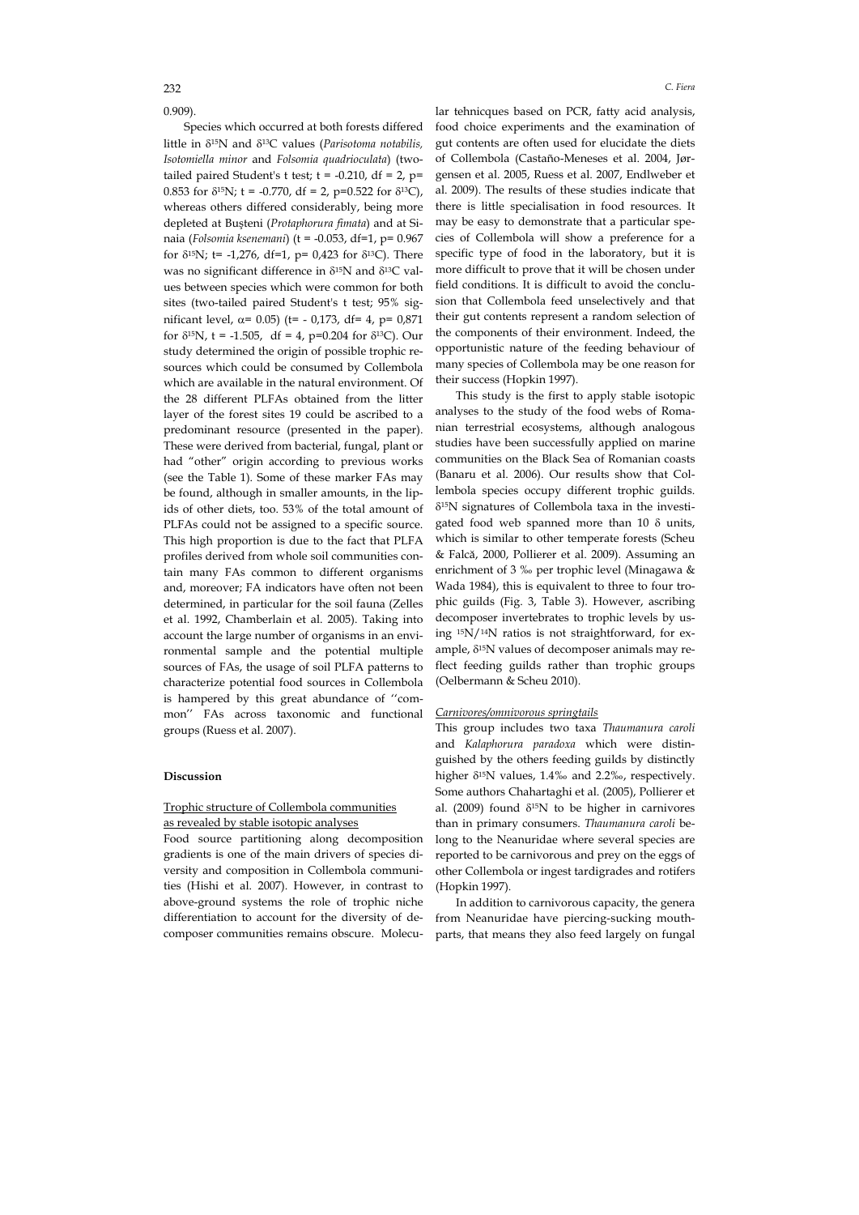0.909).

Species which occurred at both forests differed little in $\delta^{15}N$ and $\delta^{13}C$ values (*Parisotoma notabilis, Isotomiella minor* and *Folsomia quadrioculata*) (two-tailed paired Student's t test; $t = -0.210$, $df = 2$, $p = 0.853$ for $\delta^{15}N$; $t = -0.770$, $df = 2$, $p = 0.522$ for $\delta^{13}C$), whereas others differed considerably, being more depleted at Buşteni (*Protaphorura fimata*) and at Sinaia (*Folsomia ksenemani*) ($t = -0.053$, $df=1$, $p= 0.967$ for $\delta^{15}N$; $t= -1,276$, $df=1$, $p= 0,423$ for $\delta^{13}C$). There was no significant difference in $\delta^{15}N$ and $\delta^{13}C$ values between species which were common for both sites (two-tailed paired Student's t test; 95% significant level, $\alpha= 0.05$) ($t= -0,173$, $df= 4$, $p= 0,871$ for $\delta^{15}N$, $t = -1.505$, $df = 4$, $p=0.204$ for $\delta^{13}C$). Our study determined the origin of possible trophic resources which could be consumed by Collembola which are available in the natural environment. Of the 28 different PLFAs obtained from the litter layer of the forest sites 19 could be ascribed to a predominant resource (presented in the paper). These were derived from bacterial, fungal, plant or had "other" origin according to previous works (see the Table 1). Some of these marker FAs may be found, although in smaller amounts, in the lipids of other diets, too. 53% of the total amount of PLFAs could not be assigned to a specific source. This high proportion is due to the fact that PLFA profiles derived from whole soil communities contain many FAs common to different organisms and, moreover; FA indicators have often not been determined, in particular for the soil fauna (Zelles et al. 1992, Chamberlain et al. 2005). Taking into account the large number of organisms in an environmental sample and the potential multiple sources of FAs, the usage of soil PLFA patterns to characterize potential food sources in Collembola is hampered by this great abundance of ''common'' FAs across taxonomic and functional groups (Ruess et al. 2007).

## Discussion

### Trophic structure of Collembola communities as revealed by stable isotopic analyses

Food source partitioning along decomposition gradients is one of the main drivers of species diversity and composition in Collembola communities (Hishi et al. 2007). However, in contrast to above-ground systems the role of trophic niche differentiation to account for the diversity of decomposer communities remains obscure. Molecular tehnicques based on PCR, fatty acid analysis, food choice experiments and the examination of gut contents are often used for elucidate the diets of Collembola (Castaño-Meneses et al. 2004, Jørgensen et al. 2005, Ruess et al. 2007, Endlweber et al. 2009). The results of these studies indicate that there is little specialisation in food resources. It may be easy to demonstrate that a particular species of Collembola will show a preference for a specific type of food in the laboratory, but it is more difficult to prove that it will be chosen under field conditions. It is difficult to avoid the conclusion that Collembola feed unselectively and that their gut contents represent a random selection of the components of their environment. Indeed, the opportunistic nature of the feeding behaviour of many species of Collembola may be one reason for their success (Hopkin 1997).

This study is the first to apply stable isotopic analyses to the study of the food webs of Romanian terrestrial ecosystems, although analogous studies have been successfully applied on marine communities on the Black Sea of Romanian coasts (Banaru et al. 2006). Our results show that Collembola species occupy different trophic guilds. $\delta^{15}N$ signatures of Collembola taxa in the investigated food web spanned more than 10 δ units, which is similar to other temperate forests (Scheu & Falcă, 2000, Pollierer et al. 2009). Assuming an enrichment of 3 ‰ per trophic level (Minagawa & Wada 1984), this is equivalent to three to four trophic guilds (Fig. 3, Table 3). However, ascribing decomposer invertebrates to trophic levels by using $^{15}N/^{14}N$ ratios is not straightforward, for example, $\delta^{15}N$ values of decomposer animals may reflect feeding guilds rather than trophic groups (Oelbermann & Scheu 2010).

### Carnivores/omnivorous springtails

This group includes two taxa *Thaumanura caroli* and *Kalaphorura paradoxa* which were distinguished by the others feeding guilds by distinctly higher $\delta^{15}N$ values, 1.4‰ and 2.2‰, respectively. Some authors Chahartaghi et al. (2005), Pollierer et al. (2009) found $\delta^{15}N$ to be higher in carnivores than in primary consumers. *Thaumanura caroli* belong to the Neanuridae where several species are reported to be carnivorous and prey on the eggs of other Collembola or ingest tardigrades and rotifers (Hopkin 1997).

In addition to carnivorous capacity, the genera from Neanuridae have piercing-sucking mouthparts, that means they also feed largely on fungal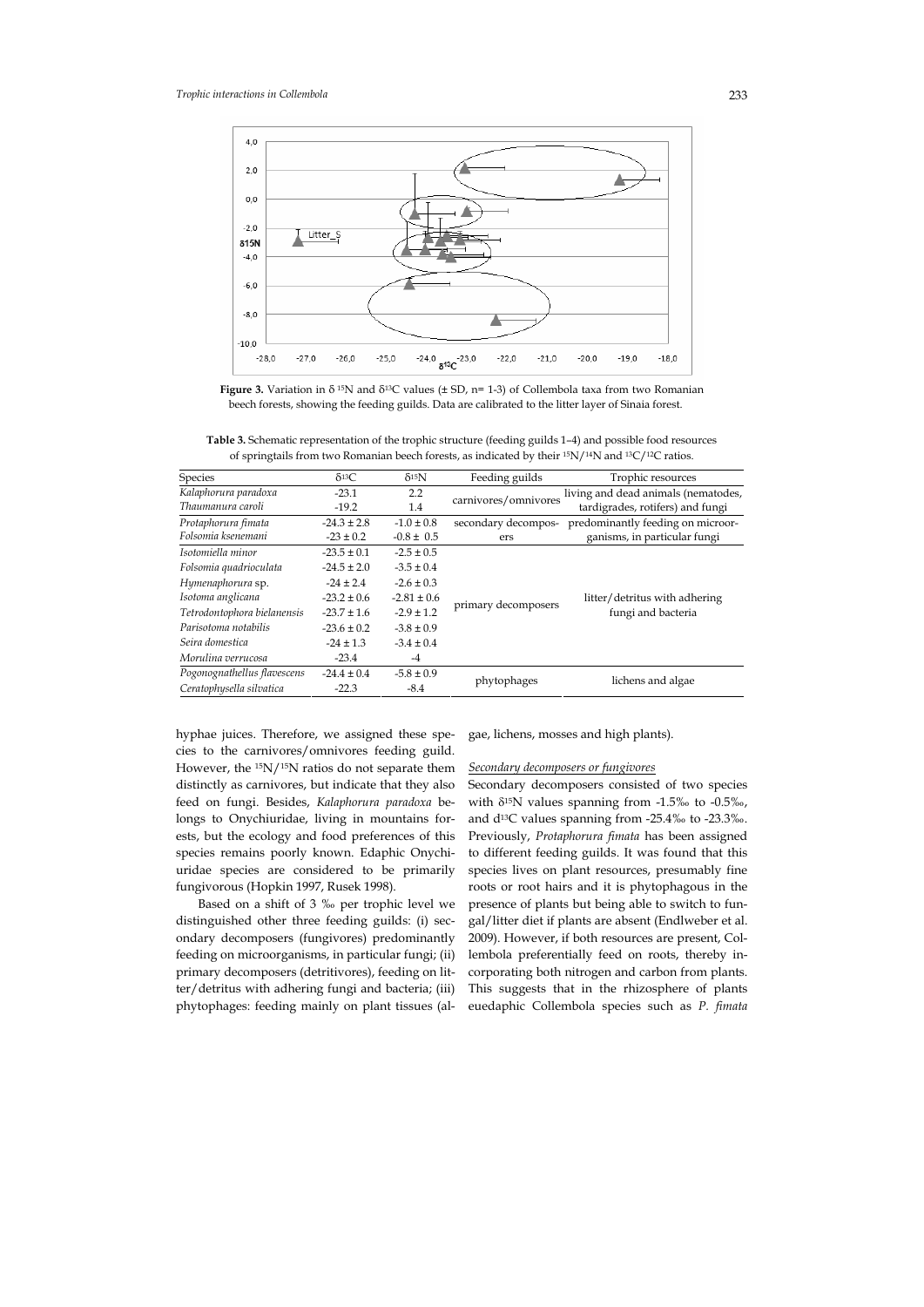**Figure 3.** Variation in δ $^{15}$N and δ$^{13}$C values (± SD, n= 1-3) of Collembola taxa from two Romanian beech forests, showing the feeding guilds. Data are calibrated to the litter layer of Sinaia forest.

**Table 3.** Schematic representation of the trophic structure (feeding guilds 1–4) and possible food resources of springtails from two Romanian beech forests, as indicated by their $^{15}$N/$^{14}$N and $^{13}$C/$^{12}$C ratios.

| Species | δ$^{13}$C | δ$^{15}$N | Feeding guilds | Trophic resources |
|---|---|---|---|---|
| *Kalaphorura paradoxa* | -23.1 | 2.2 | carnivores/omnivores | living and dead animals (nematodes, tardigrades, rotifers) and fungi |
| *Thaumanura caroli* | -19.2 | 1.4 | | |
| *Protaphorura fimata* | -24.3 ± 2.8 | -1.0 ± 0.8 | secondary decomposers | predominantly feeding on microorganisms, in particular fungi |
| *Folsomia ksenemani* | -23 ± 0.2 | -0.8 ± 0.5 | | |
| *Isotomiella minor* | -23.5 ± 0.1 | -2.5 ± 0.5 | primary decomposers | litter/detritus with adhering fungi and bacteria |
| *Folsomia quadrioculata* | -24.5 ± 2.0 | -3.5 ± 0.4 | | |
| *Hymenaphorura* sp. | -24 ± 2.4 | -2.6 ± 0.3 | | |
| *Isotoma anglicana* | -23.2 ± 0.6 | -2.81 ± 0.6 | | |
| *Tetrodontophora bielanensis* | -23.7 ± 1.6 | -2.9 ± 1.2 | | |
| *Parisotoma notabilis* | -23.6 ± 0.2 | -3.8 ± 0.9 | | |
| *Seira domestica* | -24 ± 1.3 | -3.4 ± 0.4 | | |
| *Morulina verrucosa* | -23.4 | -4 | | |
| *Pogonognathellus flavescens* | -24.4 ± 0.4 | -5.8 ± 0.9 | phytophages | lichens and algae |
| *Ceratophysella silvatica* | -22.3 | -8.4 | | |

hyphae juices. Therefore, we assigned these species to the carnivores/omnivores feeding guild. However, the $^{15}$N/$^{15}$N ratios do not separate them distinctly as carnivores, but indicate that they also feed on fungi. Besides, *Kalaphorura paradoxa* belongs to Onychiuridae, living in mountains forests, but the ecology and food preferences of this species remains poorly known. Edaphic Onychiuridae species are considered to be primarily fungivorous (Hopkin 1997, Rusek 1998).

Based on a shift of 3 ‰ per trophic level we distinguished other three feeding guilds: (i) secondary decomposers (fungivores) predominantly feeding on microorganisms, in particular fungi; (ii) primary decomposers (detritivores), feeding on litter/detritus with adhering fungi and bacteria; (iii) phytophages: feeding mainly on plant tissues (algae, lichens, mosses and high plants).

*Secondary decomposers or fungivores*

Secondary decomposers consisted of two species with δ$^{15}$N values spanning from -1.5‰ to -0.5‰, and d$^{13}$C values spanning from -25.4‰ to -23.3‰. Previously, *Protaphorura fimata* has been assigned to different feeding guilds. It was found that this species lives on plant resources, presumably fine roots or root hairs and it is phytophagous in the presence of plants but being able to switch to fungal/litter diet if plants are absent (Endlweber et al. 2009). However, if both resources are present, Collembola preferentially feed on roots, thereby incorporating both nitrogen and carbon from plants. This suggests that in the rhizosphere of plants euedaphic Collembola species such as *P. fimata*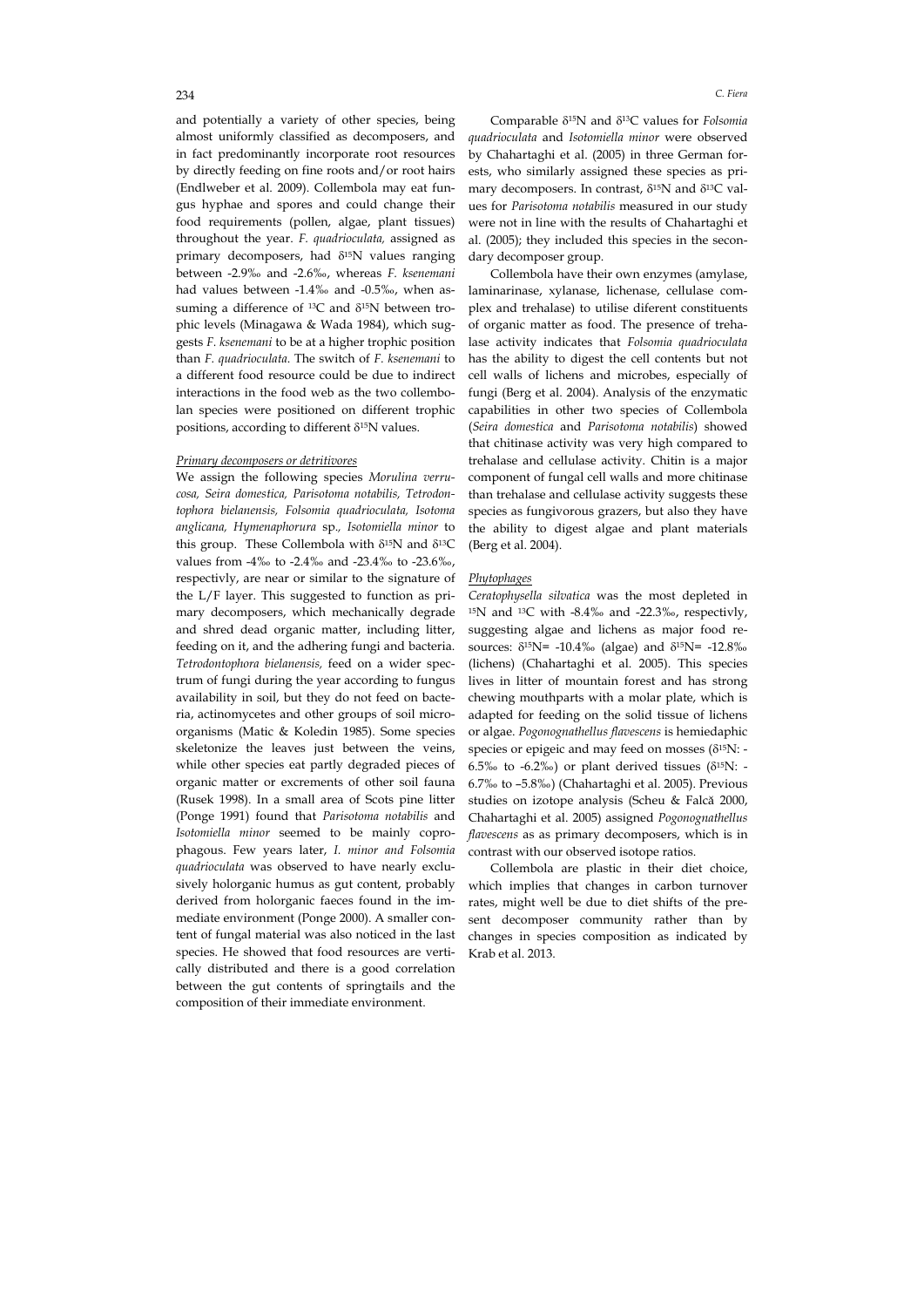and potentially a variety of other species, being almost uniformly classified as decomposers, and in fact predominantly incorporate root resources by directly feeding on fine roots and/or root hairs (Endlweber et al. 2009). Collembola may eat fungus hyphae and spores and could change their food requirements (pollen, algae, plant tissues) throughout the year. *F. quadrioculata,* assigned as primary decomposers, had $\delta^{15}N$ values ranging between -2.9‰ and -2.6‰, whereas *F. ksenemani* had values between -1.4‰ and -0.5‰, when assuming a difference of $^{13}C$ and $\delta^{15}N$ between trophic levels (Minagawa & Wada 1984), which suggests *F. ksenemani* to be at a higher trophic position than *F. quadrioculata*. The switch of *F. ksenemani* to a different food resource could be due to indirect interactions in the food web as the two collembolan species were positioned on different trophic positions, according to different $\delta^{15}N$ values.

*Primary decomposers or detritivores*

We assign the following species *Morulina verrucosa, Seira domestica, Parisotoma notabilis, Tetrodontophora bielanensis, Folsomia quadrioculata, Isotoma anglicana, Hymenaphorura* sp.*, Isotomiella minor* to this group. These Collembola with $\delta^{15}N$ and $\delta^{13}C$ values from -4‰ to -2.4‰ and -23.4‰ to -23.6‰, respectivly, are near or similar to the signature of the L/F layer. This suggested to function as primary decomposers, which mechanically degrade and shred dead organic matter, including litter, feeding on it, and the adhering fungi and bacteria. *Tetrodontophora bielanensis,* feed on a wider spectrum of fungi during the year according to fungus availability in soil, but they do not feed on bacteria, actinomycetes and other groups of soil microorganisms (Matic & Koledin 1985). Some species skeletonize the leaves just between the veins, while other species eat partly degraded pieces of organic matter or excrements of other soil fauna (Rusek 1998). In a small area of Scots pine litter (Ponge 1991) found that *Parisotoma notabilis* and *Isotomiella minor* seemed to be mainly coprophagous. Few years later, *I. minor and Folsomia quadrioculata* was observed to have nearly exclusively holorganic humus as gut content, probably derived from holorganic faeces found in the immediate environment (Ponge 2000). A smaller content of fungal material was also noticed in the last species. He showed that food resources are vertically distributed and there is a good correlation between the gut contents of springtails and the composition of their immediate environment.

Comparable $\delta^{15}N$ and $\delta^{13}C$ values for *Folsomia quadrioculata* and *Isotomiella minor* were observed by Chahartaghi et al. (2005) in three German forests, who similarly assigned these species as primary decomposers. In contrast, $\delta^{15}N$ and $\delta^{13}C$ values for *Parisotoma notabilis* measured in our study were not in line with the results of Chahartaghi et al. (2005); they included this species in the secondary decomposer group.

Collembola have their own enzymes (amylase, laminarinase, xylanase, lichenase, cellulase complex and trehalase) to utilise diferent constituents of organic matter as food. The presence of trehalase activity indicates that *Folsomia quadrioculata* has the ability to digest the cell contents but not cell walls of lichens and microbes, especially of fungi (Berg et al. 2004). Analysis of the enzymatic capabilities in other two species of Collembola (*Seira domestica* and *Parisotoma notabilis*) showed that chitinase activity was very high compared to trehalase and cellulase activity. Chitin is a major component of fungal cell walls and more chitinase than trehalase and cellulase activity suggests these species as fungivorous grazers, but also they have the ability to digest algae and plant materials (Berg et al. 2004).

*Phytophages*

*Ceratophysella silvatica* was the most depleted in $^{15}N$ and $^{13}C$ with -8.4‰ and -22.3‰, respectivly, suggesting algae and lichens as major food resources: $\delta^{15}N$= -10.4‰ (algae) and $\delta^{15}N$= -12.8‰ (lichens) (Chahartaghi et al. 2005). This species lives in litter of mountain forest and has strong chewing mouthparts with a molar plate, which is adapted for feeding on the solid tissue of lichens or algae. *Pogonognathellus flavescens* is hemiedaphic species or epigeic and may feed on mosses ($\delta^{15}N$: -6.5‰ to -6.2‰) or plant derived tissues ($\delta^{15}N$: -6.7‰ to –5.8‰) (Chahartaghi et al. 2005). Previous studies on izotope analysis (Scheu & Falcă 2000, Chahartaghi et al. 2005) assigned *Pogonognathellus flavescens* as as primary decomposers, which is in contrast with our observed isotope ratios.

Collembola are plastic in their diet choice, which implies that changes in carbon turnover rates, might well be due to diet shifts of the present decomposer community rather than by changes in species composition as indicated by Krab et al. 2013.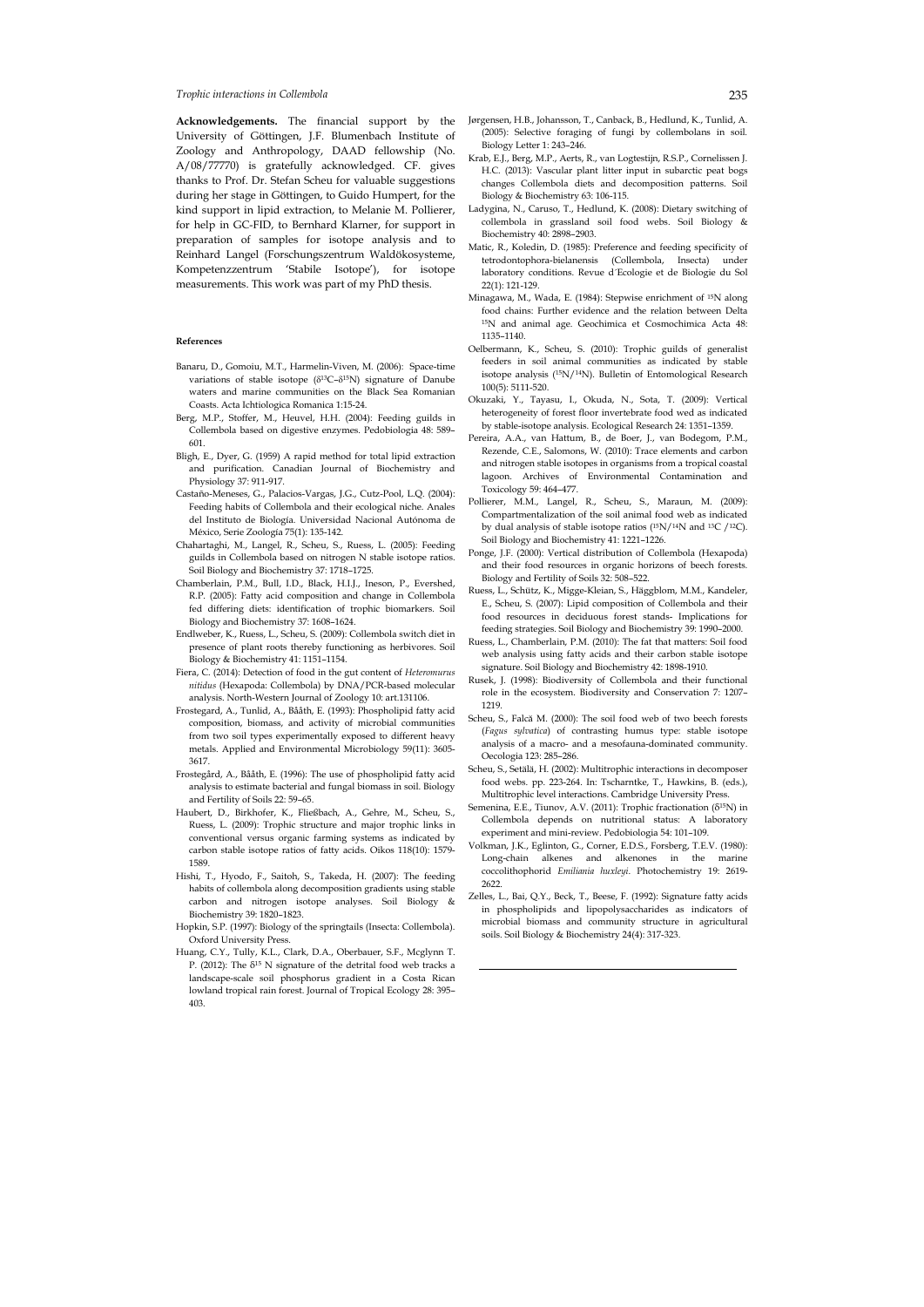**Acknowledgements.** The financial support by the University of Göttingen, J.F. Blumenbach Institute of Zoology and Anthropology, DAAD fellowship (No. A/08/77770) is gratefully acknowledged. CF. gives thanks to Prof. Dr. Stefan Scheu for valuable suggestions during her stage in Göttingen, to Guido Humpert, for the kind support in lipid extraction, to Melanie M. Pollierer, for help in GC-FID, to Bernhard Klarner, for support in preparation of samples for isotope analysis and to Reinhard Langel (Forschungszentrum Waldökosysteme, Kompetenzzentrum 'Stabile Isotope'), for isotope measurements. This work was part of my PhD thesis.

#### References

- Banaru, D., Gomoiu, M.T., Harmelin-Viven, M. (2006): Space-time variations of stable isotope ($\delta^{13}C$–$\delta^{15}N$) signature of Danube waters and marine communities on the Black Sea Romanian Coasts. Acta Ichtiologica Romanica 1:15-24.
- Berg, M.P., Stoffer, M., Heuvel, H.H. (2004): Feeding guilds in Collembola based on digestive enzymes. Pedobiologia 48: 589–601.
- Bligh, E., Dyer, G. (1959) A rapid method for total lipid extraction and purification. Canadian Journal of Biochemistry and Physiology 37: 911-917.
- Castaño-Meneses, G., Palacios-Vargas, J.G., Cutz-Pool, L.Q. (2004): Feeding habits of Collembola and their ecological niche. Anales del Instituto de Biología. Universidad Nacional Autónoma de México, Serie Zoología 75(1): 135-142.
- Chahartaghi, M., Langel, R., Scheu, S., Ruess, L. (2005): Feeding guilds in Collembola based on nitrogen N stable isotope ratios. Soil Biology and Biochemistry 37: 1718–1725.
- Chamberlain, P.M., Bull, I.D., Black, H.I.J., Ineson, P., Evershed, R.P. (2005): Fatty acid composition and change in Collembola fed differing diets: identification of trophic biomarkers. Soil Biology and Biochemistry 37: 1608–1624.
- Endlweber, K., Ruess, L., Scheu, S. (2009): Collembola switch diet in presence of plant roots thereby functioning as herbivores. Soil Biology & Biochemistry 41: 1151–1154.
- Fiera, C. (2014): Detection of food in the gut content of *Heteromurus nitidus* (Hexapoda: Collembola) by DNA/PCR-based molecular analysis. North-Western Journal of Zoology 10: art.131106.
- Frostegard, A., Tunlid, A., Bååth, E. (1993): Phospholipid fatty acid composition, biomass, and activity of microbial communities from two soil types experimentally exposed to different heavy metals. Applied and Environmental Microbiology 59(11): 3605-3617.
- Frostegård, A., Bååth, E. (1996): The use of phospholipid fatty acid analysis to estimate bacterial and fungal biomass in soil. Biology and Fertility of Soils 22: 59–65.
- Haubert, D., Birkhofer, K., Fließbach, A., Gehre, M., Scheu, S., Ruess, L. (2009): Trophic structure and major trophic links in conventional versus organic farming systems as indicated by carbon stable isotope ratios of fatty acids. Oikos 118(10): 1579-1589.
- Hishi, T., Hyodo, F., Saitoh, S., Takeda, H. (2007): The feeding habits of collembola along decomposition gradients using stable carbon and nitrogen isotope analyses. Soil Biology & Biochemistry 39: 1820–1823.
- Hopkin, S.P. (1997): Biology of the springtails (Insecta: Collembola). Oxford University Press.
- Huang, C.Y., Tully, K.L., Clark, D.A., Oberbauer, S.F., Mcglynn T. P. (2012): The $\delta^{15}$ N signature of the detrital food web tracks a landscape-scale soil phosphorus gradient in a Costa Rican lowland tropical rain forest. Journal of Tropical Ecology 28: 395–403.
- Jørgensen, H.B., Johansson, T., Canback, B., Hedlund, K., Tunlid, A. (2005): Selective foraging of fungi by collembolans in soil. Biology Letter 1: 243–246.
- Krab, E.J., Berg, M.P., Aerts, R., van Logtestijn, R.S.P., Cornelissen J. H.C. (2013): Vascular plant litter input in subarctic peat bogs changes Collembola diets and decomposition patterns. Soil Biology & Biochemistry 63: 106-115.
- Ladygina, N., Caruso, T., Hedlund, K. (2008): Dietary switching of collembola in grassland soil food webs. Soil Biology & Biochemistry 40: 2898–2903.
- Matic, R., Koledin, D. (1985): Preference and feeding specificity of tetrodontophora-bielanensis (Collembola, Insecta) under laboratory conditions. Revue d´Ecologie et de Biologie du Sol 22(1): 121-129.
- Minagawa, M., Wada, E. (1984): Stepwise enrichment of $^{15}N$ along food chains: Further evidence and the relation between Delta $^{15}N$ and animal age. Geochimica et Cosmochimica Acta 48: 1135–1140.
- Oelbermann, K., Scheu, S. (2010): Trophic guilds of generalist feeders in soil animal communities as indicated by stable isotope analysis ($^{15}N/^{14}N$). Bulletin of Entomological Research 100(5): 5111-520.
- Okuzaki, Y., Tayasu, I., Okuda, N., Sota, T. (2009): Vertical heterogeneity of forest floor invertebrate food wed as indicated by stable-isotope analysis. Ecological Research 24: 1351–1359.
- Pereira, A.A., van Hattum, B., de Boer, J., van Bodegom, P.M., Rezende, C.E., Salomons, W. (2010): Trace elements and carbon and nitrogen stable isotopes in organisms from a tropical coastal lagoon. Archives of Environmental Contamination and Toxicology 59: 464–477.
- Pollierer, M.M., Langel, R., Scheu, S., Maraun, M. (2009): Compartmentalization of the soil animal food web as indicated by dual analysis of stable isotope ratios ($^{15}N/^{14}N$ and $^{13}C$ / $^{12}C$). Soil Biology and Biochemistry 41: 1221–1226.
- Ponge, J.F. (2000): Vertical distribution of Collembola (Hexapoda) and their food resources in organic horizons of beech forests. Biology and Fertility of Soils 32: 508–522.
- Ruess, L., Schütz, K., Migge-Kleian, S., Häggblom, M.M., Kandeler, E., Scheu, S. (2007): Lipid composition of Collembola and their food resources in deciduous forest stands- Implications for feeding strategies. Soil Biology and Biochemistry 39: 1990–2000.
- Ruess, L., Chamberlain, P.M. (2010): The fat that matters: Soil food web analysis using fatty acids and their carbon stable isotope signature. Soil Biology and Biochemistry 42: 1898-1910.
- Rusek, J. (1998): Biodiversity of Collembola and their functional role in the ecosystem. Biodiversity and Conservation 7: 1207–1219.
- Scheu, S., Falcă M. (2000): The soil food web of two beech forests (*Fagus sylvatica*) of contrasting humus type: stable isotope analysis of a macro- and a mesofauna-dominated community. Oecologia 123: 285–286.
- Scheu, S., Setälä, H. (2002): Multitrophic interactions in decomposer food webs. pp. 223-264. In: Tscharntke, T., Hawkins, B. (eds.), Multitrophic level interactions. Cambridge University Press.
- Semenina, E.E., Tiunov, A.V. (2011): Trophic fractionation ($\delta^{15}N$) in Collembola depends on nutritional status: A laboratory experiment and mini-review. Pedobiologia 54: 101–109.
- Volkman, J.K., Eglinton, G., Corner, E.D.S., Forsberg, T.E.V. (1980): Long-chain alkenes and alkenones in the marine coccolithophorid *Emiliania huxleyi*. Photochemistry 19: 2619-2622.
- Zelles, L., Bai, Q.Y., Beck, T., Beese, F. (1992): Signature fatty acids in phospholipids and lipopolysaccharides as indicators of microbial biomass and community structure in agricultural soils. Soil Biology & Biochemistry 24(4): 317-323.